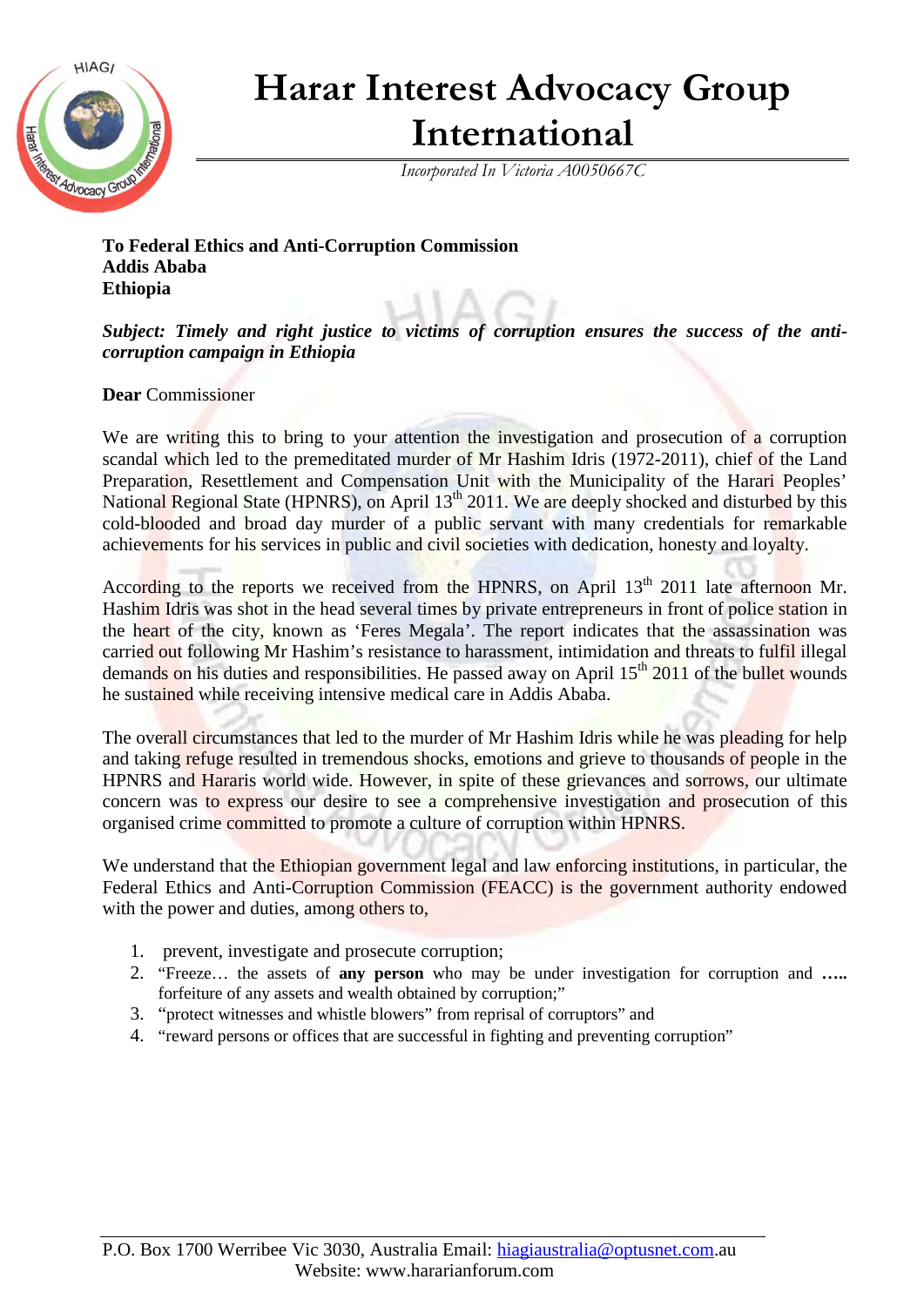# Harar Interest Advocacy Group International

*Incorporated In Victoria A00506667C*

**To Federal Ethics and Anti-Corruption Commission**
**Addis Ababa**
**Ethiopia**

***Subject: Timely and right justice to victims of corruption ensures the success of the anti-corruption campaign in Ethiopia***

**Dear** Commissioner

We are writing this to bring to your attention the investigation and prosecution of a corruption scandal which led to the premeditated murder of Mr Hashim Idris (1972-2011), chief of the Land Preparation, Resettlement and Compensation Unit with the Municipality of the Harari Peoples' National Regional State (HPNRS), on April 13th 2011. We are deeply shocked and disturbed by this cold-blooded and broad day murder of a public servant with many credentials for remarkable achievements for his services in public and civil societies with dedication, honesty and loyalty.

According to the reports we received from the HPNRS, on April 13th 2011 late afternoon Mr. Hashim Idris was shot in the head several times by private entrepreneurs in front of police station in the heart of the city, known as 'Feres Megala'. The report indicates that the assassination was carried out following Mr Hashim's resistance to harassment, intimidation and threats to fulfil illegal demands on his duties and responsibilities. He passed away on April 15th 2011 of the bullet wounds he sustained while receiving intensive medical care in Addis Ababa.

The overall circumstances that led to the murder of Mr Hashim Idris while he was pleading for help and taking refuge resulted in tremendous shocks, emotions and grieve to thousands of people in the HPNRS and Hararis world wide. However, in spite of these grievances and sorrows, our ultimate concern was to express our desire to see a comprehensive investigation and prosecution of this organised crime committed to promote a culture of corruption within HPNRS.

We understand that the Ethiopian government legal and law enforcing institutions, in particular, the Federal Ethics and Anti-Corruption Commission (FEACC) is the government authority endowed with the power and duties, among others to,

1. prevent, investigate and prosecute corruption;
2. "Freeze… the assets of **any person** who may be under investigation for corruption and **…..** forfeiture of any assets and wealth obtained by corruption;"
3. "protect witnesses and whistle blowers" from reprisal of corruptors" and
4. "reward persons or offices that are successful in fighting and preventing corruption"

P.O. Box 1700 Werribee Vic 3030, Australia Email: hiagiaustralia@optusnet.com.au
Website: www.hararianforum.com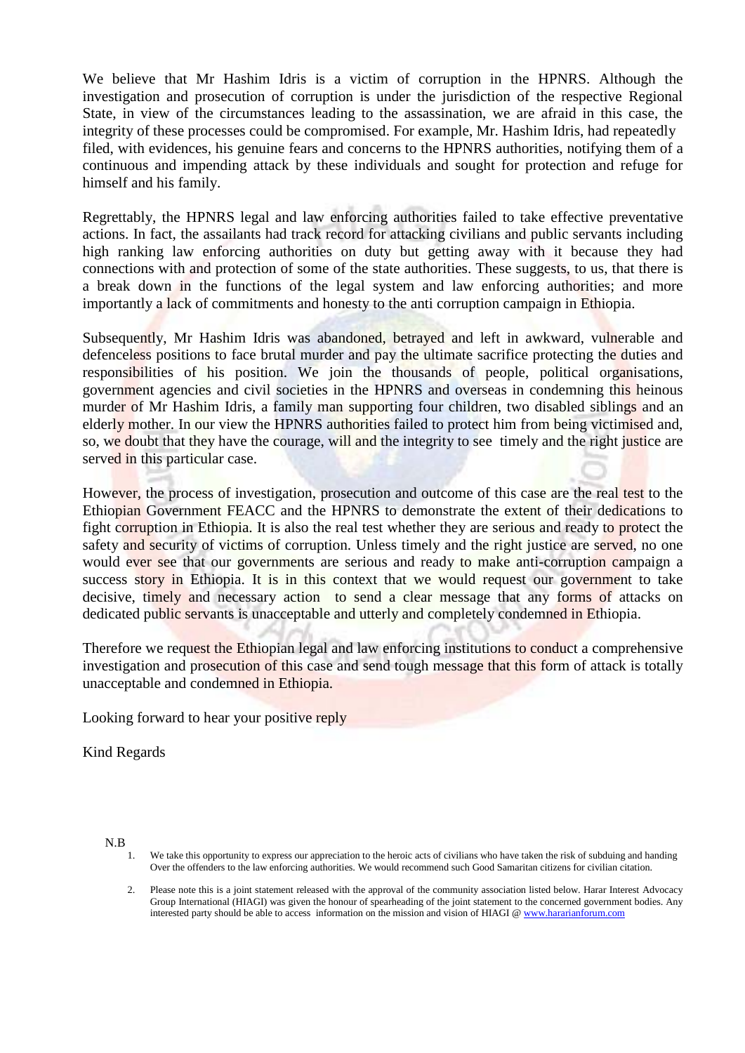We believe that Mr Hashim Idris is a victim of corruption in the HPNRS. Although the investigation and prosecution of corruption is under the jurisdiction of the respective Regional State, in view of the circumstances leading to the assassination, we are afraid in this case, the integrity of these processes could be compromised. For example, Mr. Hashim Idris, had repeatedly filed, with evidences, his genuine fears and concerns to the HPNRS authorities, notifying them of a continuous and impending attack by these individuals and sought for protection and refuge for himself and his family.

Regrettably, the HPNRS legal and law enforcing authorities failed to take effective preventative actions. In fact, the assailants had track record for attacking civilians and public servants including high ranking law enforcing authorities on duty but getting away with it because they had connections with and protection of some of the state authorities. These suggests, to us, that there is a break down in the functions of the legal system and law enforcing authorities; and more importantly a lack of commitments and honesty to the anti corruption campaign in Ethiopia.

Subsequently, Mr Hashim Idris was abandoned, betrayed and left in awkward, vulnerable and defenceless positions to face brutal murder and pay the ultimate sacrifice protecting the duties and responsibilities of his position. We join the thousands of people, political organisations, government agencies and civil societies in the HPNRS and overseas in condemning this heinous murder of Mr Hashim Idris, a family man supporting four children, two disabled siblings and an elderly mother. In our view the HPNRS authorities failed to protect him from being victimised and, so, we doubt that they have the courage, will and the integrity to see timely and the right justice are served in this particular case.

However, the process of investigation, prosecution and outcome of this case are the real test to the Ethiopian Government FEACC and the HPNRS to demonstrate the extent of their dedications to fight corruption in Ethiopia. It is also the real test whether they are serious and ready to protect the safety and security of victims of corruption. Unless timely and the right justice are served, no one would ever see that our governments are serious and ready to make anti-corruption campaign a success story in Ethiopia. It is in this context that we would request our government to take decisive, timely and necessary action to send a clear message that any forms of attacks on dedicated public servants is unacceptable and utterly and completely condemned in Ethiopia.

Therefore we request the Ethiopian legal and law enforcing institutions to conduct a comprehensive investigation and prosecution of this case and send tough message that this form of attack is totally unacceptable and condemned in Ethiopia.

Looking forward to hear your positive reply

Kind Regards

N.B

1. We take this opportunity to express our appreciation to the heroic acts of civilians who have taken the risk of subduing and handing Over the offenders to the law enforcing authorities. We would recommend such Good Samaritan citizens for civilian citation.
2. Please note this is a joint statement released with the approval of the community association listed below. Harar Interest Advocacy Group International (HIAGI) was given the honour of spearheading of the joint statement to the concerned government bodies. Any interested party should be able to access information on the mission and vision of HIAGI @ www.hararianforum.com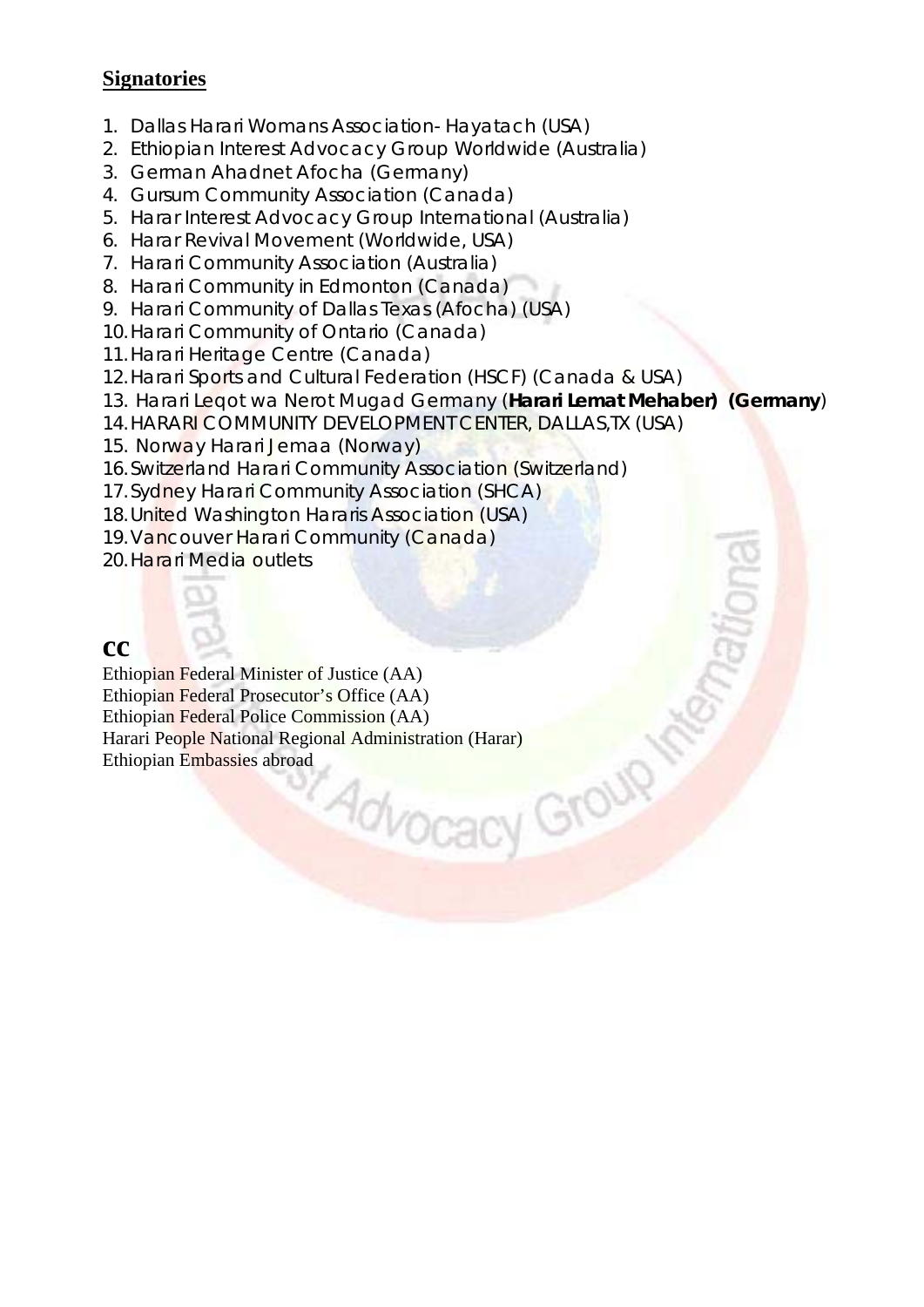## Signatories

1. Dallas Harari Womans Association- Hayatach (USA)
2. Ethiopian Interest Advocacy Group Worldwide (Australia)
3. German Ahadnet Afocha (Germany)
4. Gursum Community Association (Canada)
5. Harar Interest Advocacy Group International (Australia)
6. Harar Revival Movement (Worldwide, USA)
7. Harari Community Association (Australia)
8. Harari Community in Edmonton (Canada)
9. Harari Community of Dallas Texas (Afocha) (USA)
10. Harari Community of Ontario (Canada)
11. Harari Heritage Centre (Canada)
12. Harari Sports and Cultural Federation (HSCF) (Canada & USA)
13. Harari Leqot wa Nerot Mugad Germany (**Harari Lemat Mehaber) (Germany**)
14. HARARI COMMUNITY DEVELOPMENT CENTER, DALLAS,TX (USA)
15. Norway Harari Jemaa (Norway)
16. Switzerland Harari Community Association (Switzerland)
17. Sydney Harari Community Association (SHCA)
18. United Washington Hararis Association (USA)
19. Vancouver Harari Community (Canada)
20. Harari Media outlets

## CC

Ethiopian Federal Minister of Justice (AA)
Ethiopian Federal Prosecutor's Office (AA)
Ethiopian Federal Police Commission (AA)
Harari People National Regional Administration (Harar)
Ethiopian Embassies abroad